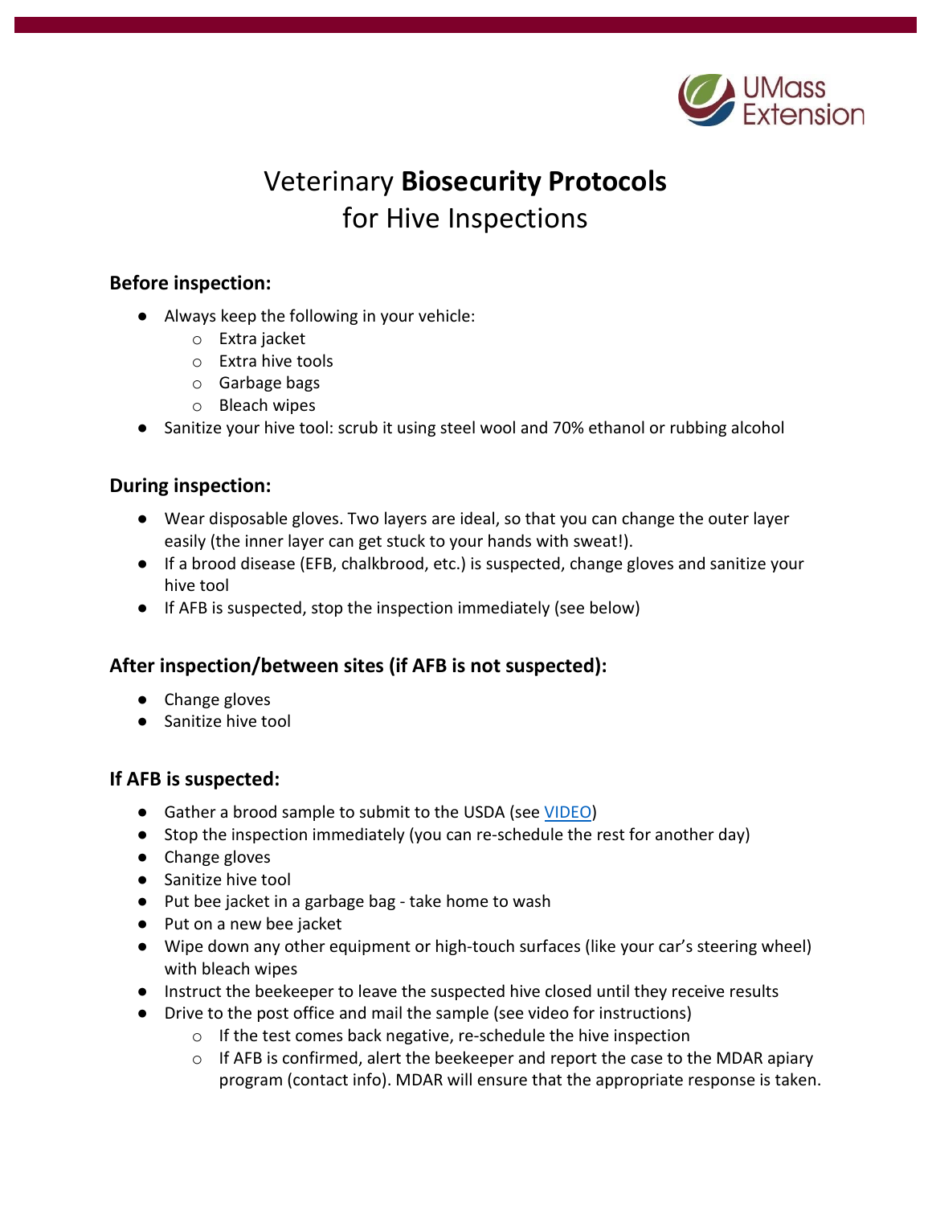# Veterinary **Biosecurity Protocols** for Hive Inspections

## Before inspection:

- Always keep the following in your vehicle:
  - Extra jacket
  - Extra hive tools
  - Garbage bags
  - Bleach wipes
- Sanitize your hive tool: scrub it using steel wool and 70% ethanol or rubbing alcohol

## During inspection:

- Wear disposable gloves. Two layers are ideal, so that you can change the outer layer easily (the inner layer can get stuck to your hands with sweat!).
- If a brood disease (EFB, chalkbrood, etc.) is suspected, change gloves and sanitize your hive tool
- If AFB is suspected, stop the inspection immediately (see below)

## After inspection/between sites (if AFB is not suspected):

- Change gloves
- Sanitize hive tool

## If AFB is suspected:

- Gather a brood sample to submit to the USDA (see VIDEO)
- Stop the inspection immediately (you can re-schedule the rest for another day)
- Change gloves
- Sanitize hive tool
- Put bee jacket in a garbage bag - take home to wash
- Put on a new bee jacket
- Wipe down any other equipment or high-touch surfaces (like your car's steering wheel) with bleach wipes
- Instruct the beekeeper to leave the suspected hive closed until they receive results
- Drive to the post office and mail the sample (see video for instructions)
  - If the test comes back negative, re-schedule the hive inspection
  - If AFB is confirmed, alert the beekeeper and report the case to the MDAR apiary program (contact info). MDAR will ensure that the appropriate response is taken.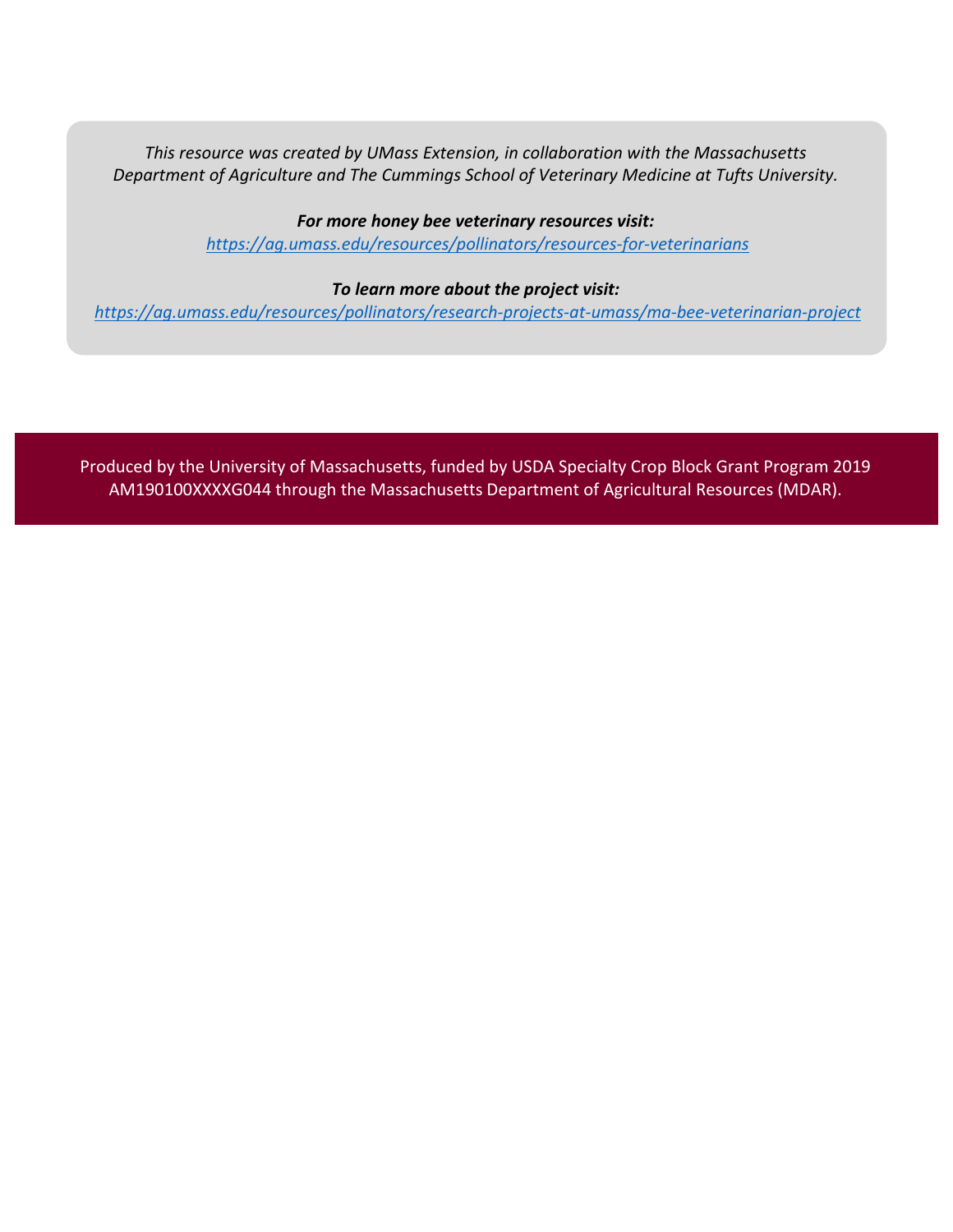*This resource was created by UMass Extension, in collaboration with the Massachusetts Department of Agriculture and The Cummings School of Veterinary Medicine at Tufts University.*

***For more honey bee veterinary resources visit:***
*https://ag.umass.edu/resources/pollinators/resources-for-veterinarians*

***To learn more about the project visit:***
*https://ag.umass.edu/resources/pollinators/research-projects-at-umass/ma-bee-veterinarian-project*

Produced by the University of Massachusetts, funded by USDA Specialty Crop Block Grant Program 2019 AM190100XXXXG044 through the Massachusetts Department of Agricultural Resources (MDAR).